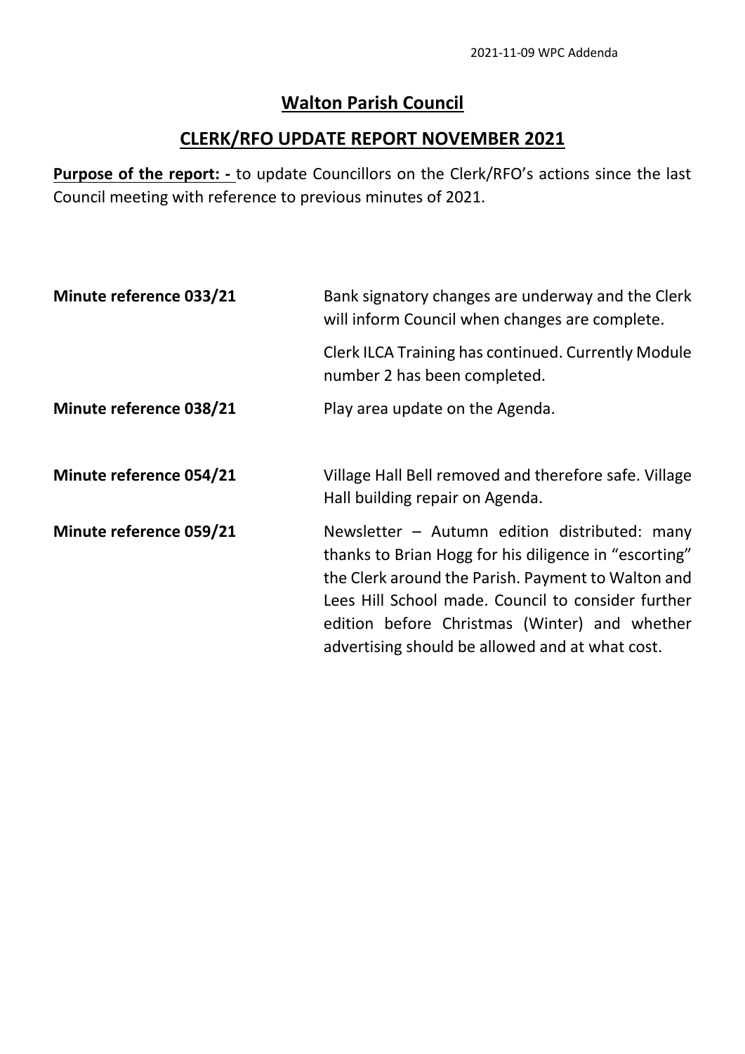# Walton Parish Council

## CLERK/RFO UPDATE REPORT NOVEMBER 2021

**Purpose of the report: -** to update Councillors on the Clerk/RFO's actions since the last Council meeting with reference to previous minutes of 2021.

**Minute reference 033/21**

Bank signatory changes are underway and the Clerk will inform Council when changes are complete.

Clerk ILCA Training has continued. Currently Module number 2 has been completed.

**Minute reference 038/21**

Play area update on the Agenda.

**Minute reference 054/21**

Village Hall Bell removed and therefore safe. Village Hall building repair on Agenda.

**Minute reference 059/21**

Newsletter – Autumn edition distributed: many thanks to Brian Hogg for his diligence in "escorting" the Clerk around the Parish. Payment to Walton and Lees Hill School made. Council to consider further edition before Christmas (Winter) and whether advertising should be allowed and at what cost.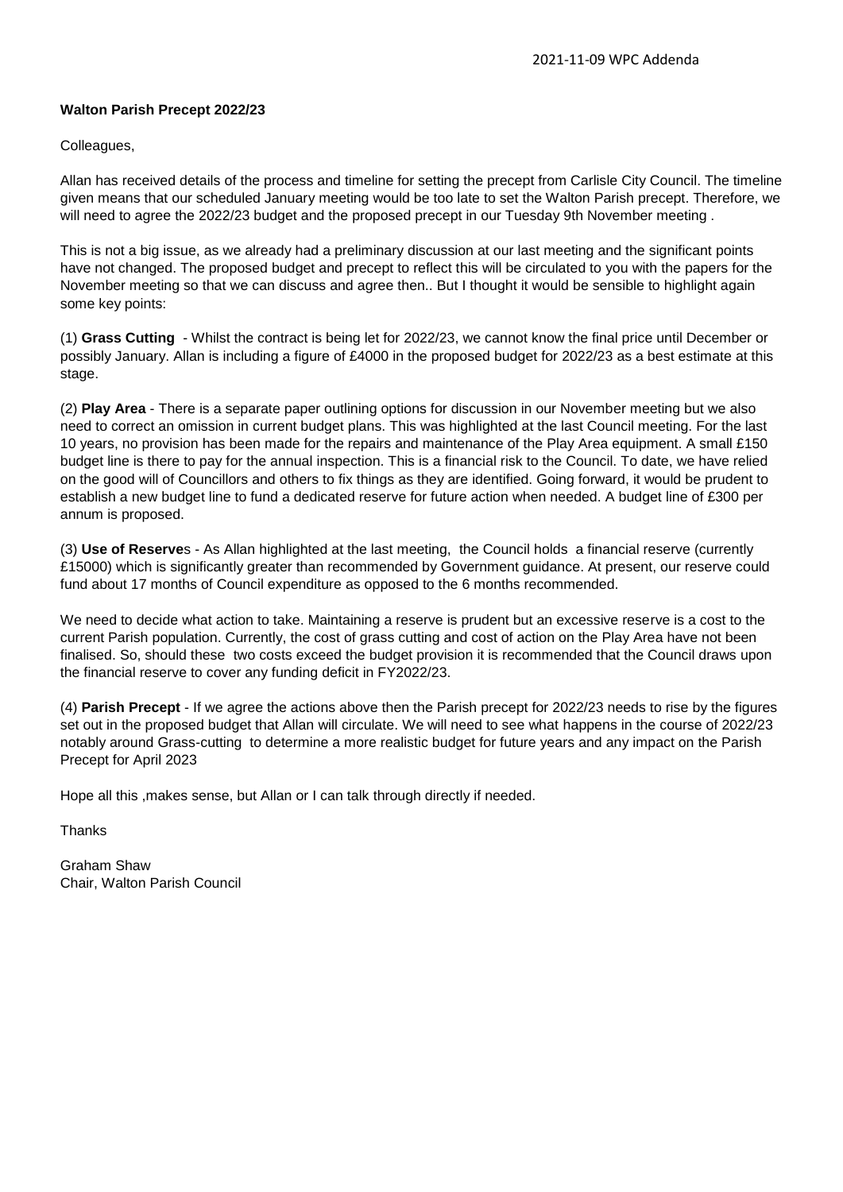2021-11-09 WPC Addenda

**Walton Parish Precept 2022/23**

Colleagues,

Allan has received details of the process and timeline for setting the precept from Carlisle City Council. The timeline given means that our scheduled January meeting would be too late to set the Walton Parish precept. Therefore, we will need to agree the 2022/23 budget and the proposed precept in our Tuesday 9th November meeting .

This is not a big issue, as we already had a preliminary discussion at our last meeting and the significant points have not changed. The proposed budget and precept to reflect this will be circulated to you with the papers for the November meeting so that we can discuss and agree then.. But I thought it would be sensible to highlight again some key points:

(1) **Grass Cutting** - Whilst the contract is being let for 2022/23, we cannot know the final price until December or possibly January. Allan is including a figure of £4000 in the proposed budget for 2022/23 as a best estimate at this stage.

(2) **Play Area** - There is a separate paper outlining options for discussion in our November meeting but we also need to correct an omission in current budget plans. This was highlighted at the last Council meeting. For the last 10 years, no provision has been made for the repairs and maintenance of the Play Area equipment. A small £150 budget line is there to pay for the annual inspection. This is a financial risk to the Council. To date, we have relied on the good will of Councillors and others to fix things as they are identified. Going forward, it would be prudent to establish a new budget line to fund a dedicated reserve for future action when needed. A budget line of £300 per annum is proposed.

(3) **Use of Reserve**s - As Allan highlighted at the last meeting, the Council holds a financial reserve (currently £15000) which is significantly greater than recommended by Government guidance. At present, our reserve could fund about 17 months of Council expenditure as opposed to the 6 months recommended.

We need to decide what action to take. Maintaining a reserve is prudent but an excessive reserve is a cost to the current Parish population. Currently, the cost of grass cutting and cost of action on the Play Area have not been finalised. So, should these two costs exceed the budget provision it is recommended that the Council draws upon the financial reserve to cover any funding deficit in FY2022/23.

(4) **Parish Precept** - If we agree the actions above then the Parish precept for 2022/23 needs to rise by the figures set out in the proposed budget that Allan will circulate. We will need to see what happens in the course of 2022/23 notably around Grass-cutting to determine a more realistic budget for future years and any impact on the Parish Precept for April 2023

Hope all this ,makes sense, but Allan or I can talk through directly if needed.

Thanks

Graham Shaw
Chair, Walton Parish Council